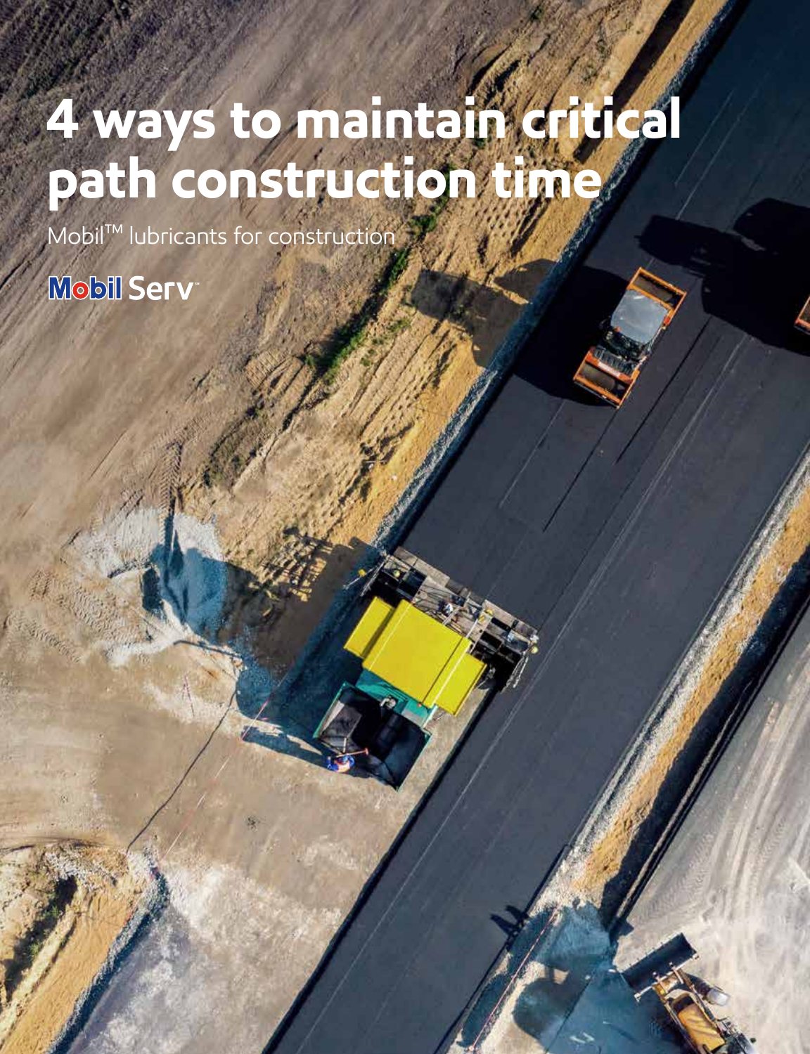# 4 ways to maintain critical path construction time

Mobil™ lubricants for construction

Mobil Serv™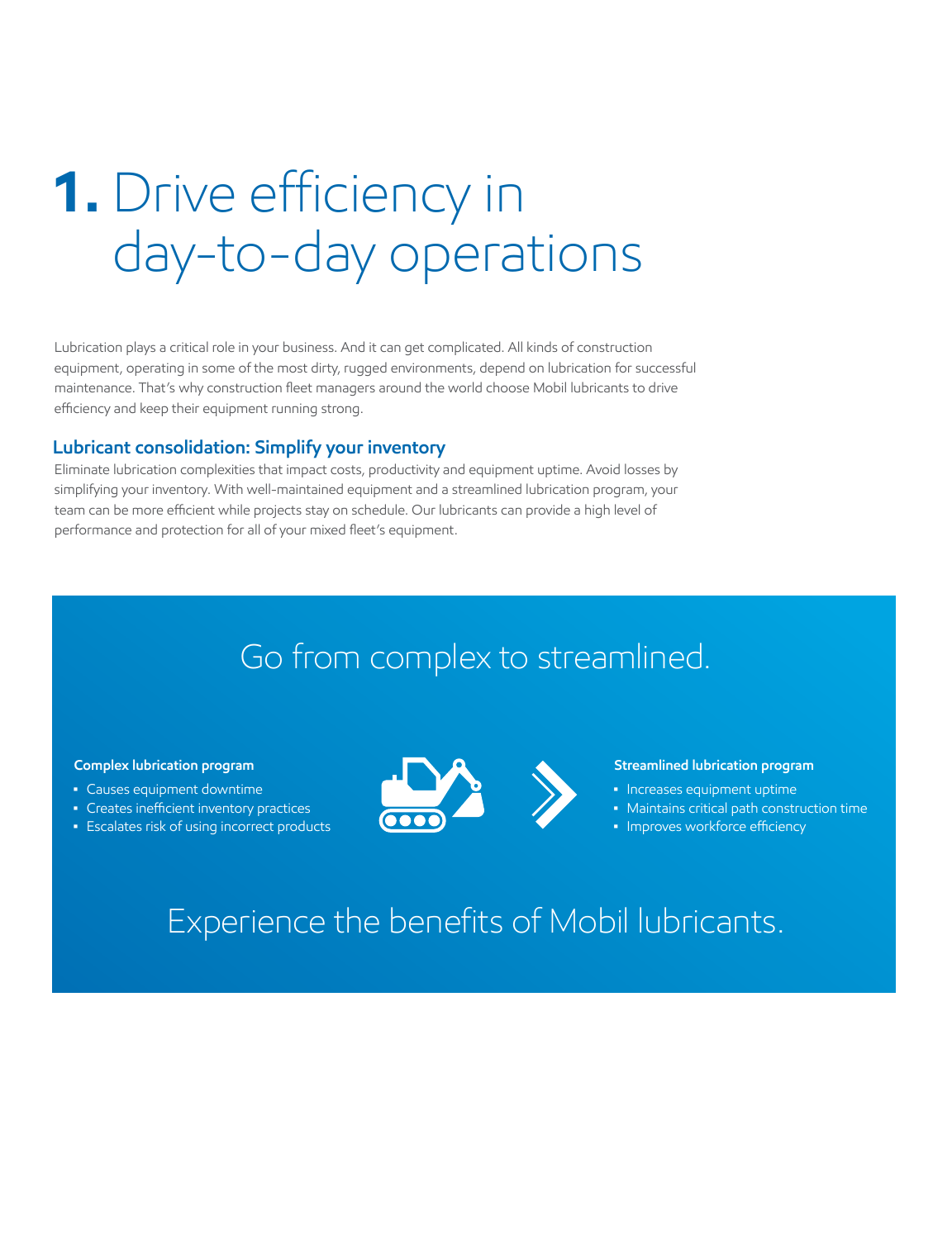# 1. Drive efficiency in day-to-day operations

Lubrication plays a critical role in your business. And it can get complicated. All kinds of construction equipment, operating in some of the most dirty, rugged environments, depend on lubrication for successful maintenance. That's why construction fleet managers around the world choose Mobil lubricants to drive efficiency and keep their equipment running strong.

### Lubricant consolidation: Simplify your inventory

Eliminate lubrication complexities that impact costs, productivity and equipment uptime. Avoid losses by simplifying your inventory. With well-maintained equipment and a streamlined lubrication program, your team can be more efficient while projects stay on schedule. Our lubricants can provide a high level of performance and protection for all of your mixed fleet's equipment.

## Go from complex to streamlined.

**Complex lubrication program**

- Causes equipment downtime
- Creates inefficient inventory practices
- Escalates risk of using incorrect products

**Streamlined lubrication program**

- Increases equipment uptime
- Maintains critical path construction time
- Improves workforce efficiency

## Experience the benefits of Mobil lubricants.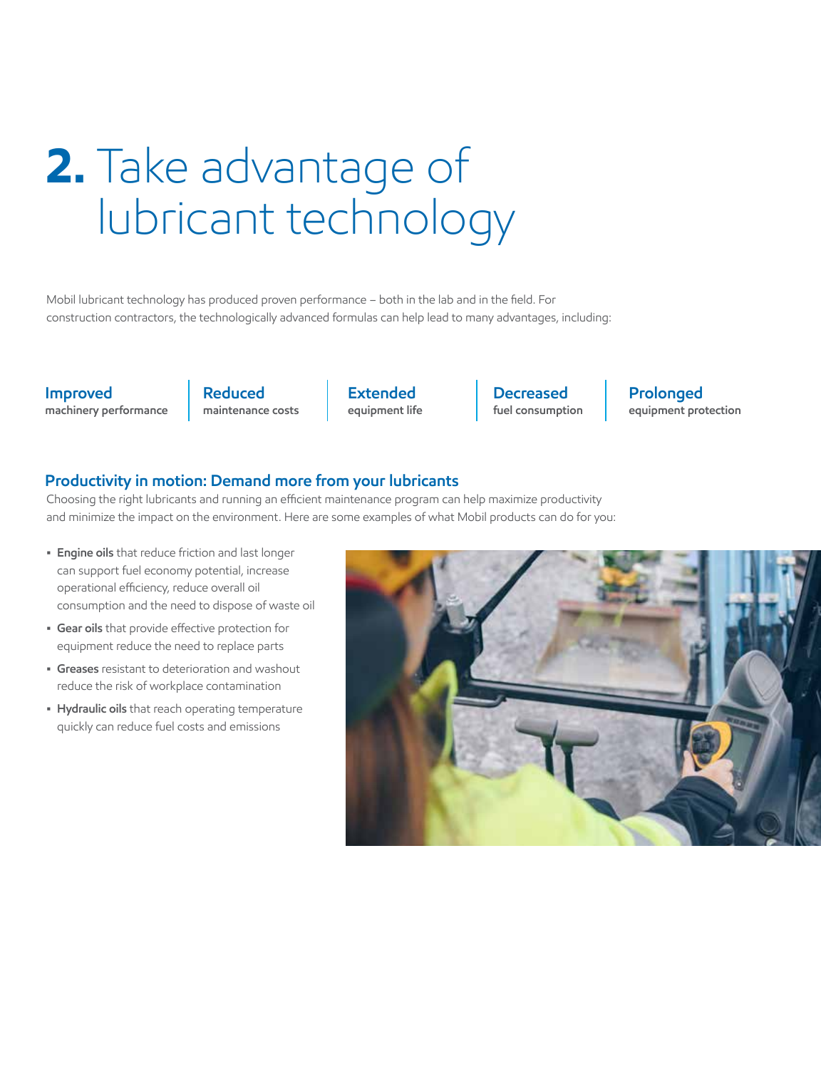# **2.** Take advantage of lubricant technology

Mobil lubricant technology has produced proven performance – both in the lab and in the field. For construction contractors, the technologically advanced formulas can help lead to many advantages, including:

- **Improved** machinery performance
- **Reduced** maintenance costs
- **Extended** equipment life
- **Decreased** fuel consumption
- **Prolonged** equipment protection

## Productivity in motion: Demand more from your lubricants

Choosing the right lubricants and running an efficient maintenance program can help maximize productivity and minimize the impact on the environment. Here are some examples of what Mobil products can do for you:

- **Engine oils** that reduce friction and last longer can support fuel economy potential, increase operational efficiency, reduce overall oil consumption and the need to dispose of waste oil
- **Gear oils** that provide effective protection for equipment reduce the need to replace parts
- **Greases** resistant to deterioration and washout reduce the risk of workplace contamination
- **Hydraulic oils** that reach operating temperature quickly can reduce fuel costs and emissions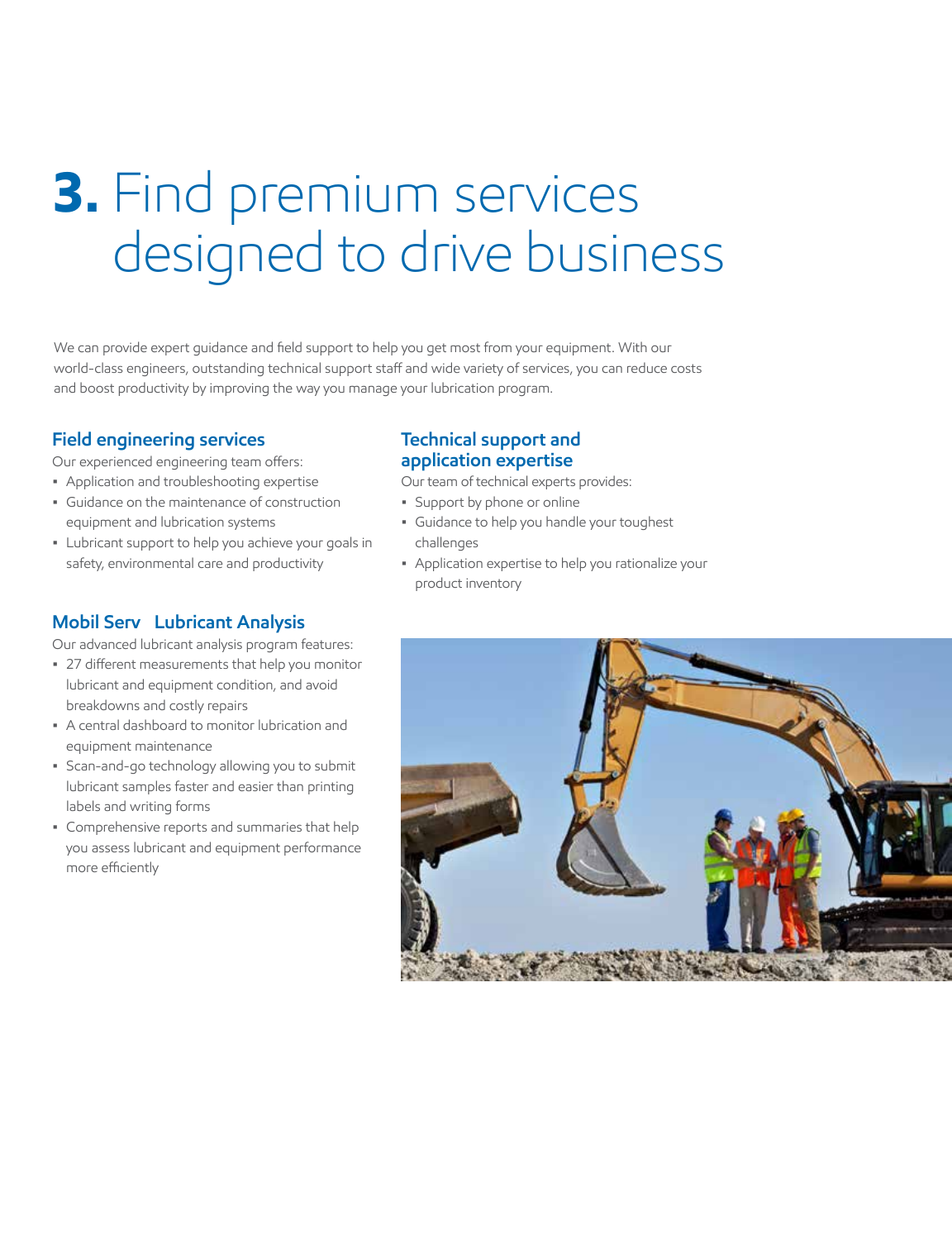# 3. Find premium services designed to drive business

We can provide expert guidance and field support to help you get most from your equipment. With our world-class engineers, outstanding technical support staff and wide variety of services, you can reduce costs and boost productivity by improving the way you manage your lubrication program.

## Field engineering services

Our experienced engineering team offers:

- Application and troubleshooting expertise
- Guidance on the maintenance of construction equipment and lubrication systems
- Lubricant support to help you achieve your goals in safety, environmental care and productivity

## Mobil Serv Lubricant Analysis

Our advanced lubricant analysis program features:

- 27 different measurements that help you monitor lubricant and equipment condition, and avoid breakdowns and costly repairs
- A central dashboard to monitor lubrication and equipment maintenance
- Scan-and-go technology allowing you to submit lubricant samples faster and easier than printing labels and writing forms
- Comprehensive reports and summaries that help you assess lubricant and equipment performance more efficiently

## Technical support and application expertise

Our team of technical experts provides:

- Support by phone or online
- Guidance to help you handle your toughest challenges
- Application expertise to help you rationalize your product inventory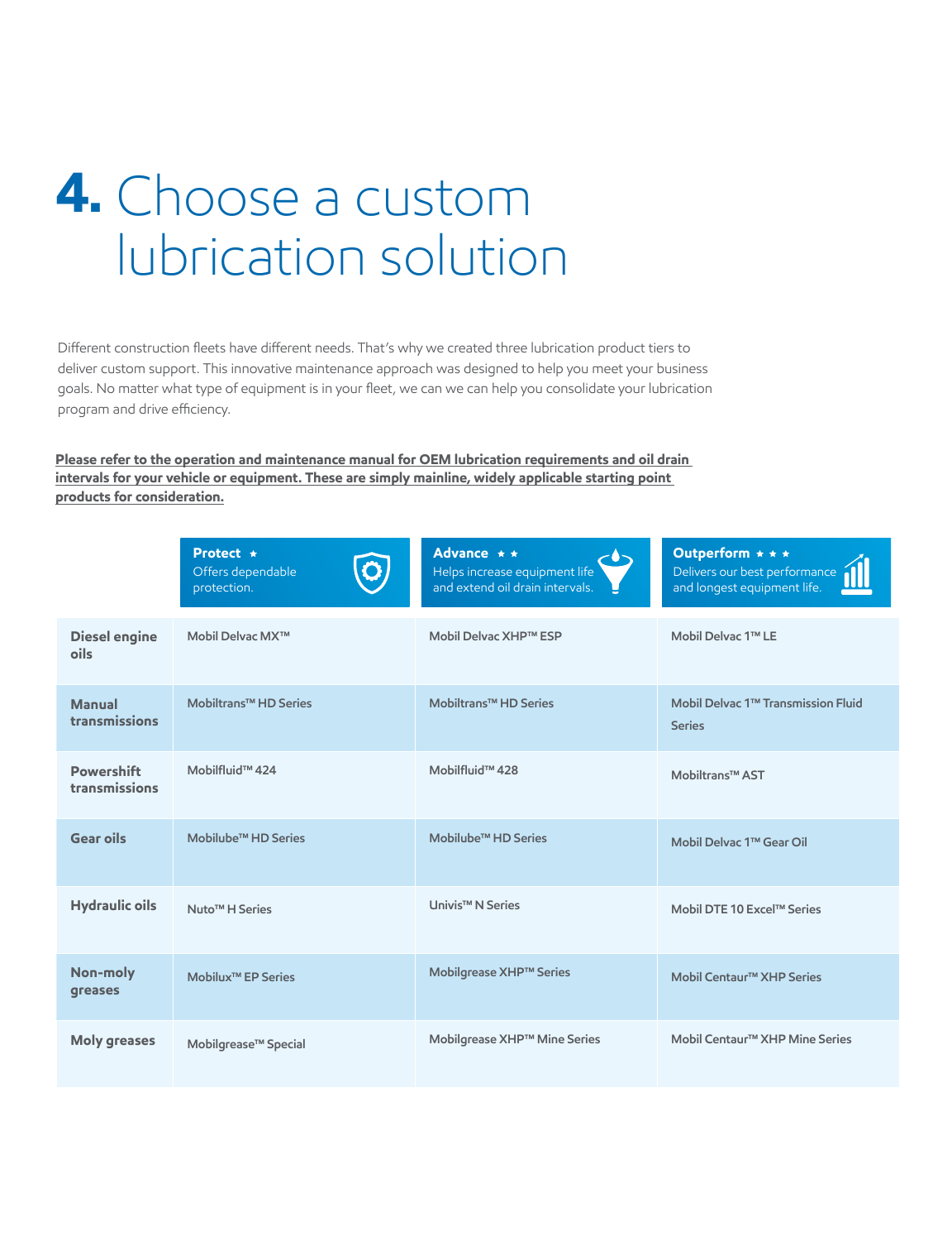# 4. Choose a custom lubrication solution

Different construction fleets have different needs. That's why we created three lubrication product tiers to deliver custom support. This innovative maintenance approach was designed to help you meet your business goals. No matter what type of equipment is in your fleet, we can we can help you consolidate your lubrication program and drive efficiency.

**Please refer to the operation and maintenance manual for OEM lubrication requirements and oil drain intervals for your vehicle or equipment. These are simply mainline, widely applicable starting point products for consideration.**

| | **Protect** ★ Offers dependable protection. | **Advance** ★ ★ Helps increase equipment life and extend oil drain intervals. | **Outperform** ★ ★ ★ Delivers our best performance and longest equipment life. |
|---|---|---|---|
| **Diesel engine oils** | Mobil Delvac MX™ | Mobil Delvac XHP™ ESP | Mobil Delvac 1™ LE |
| **Manual transmissions** | Mobiltrans™ HD Series | Mobiltrans™ HD Series | Mobil Delvac 1™ Transmission Fluid Series |
| **Powershift transmissions** | Mobilfluid™ 424 | Mobilfluid™ 428 | Mobiltrans™ AST |
| **Gear oils** | Mobilube™ HD Series | Mobilube™ HD Series | Mobil Delvac 1™ Gear Oil |
| **Hydraulic oils** | Nuto™ H Series | Univis™ N Series | Mobil DTE 10 Excel™ Series |
| **Non-moly greases** | Mobilux™ EP Series | Mobilgrease XHP™ Series | Mobil Centaur™ XHP Series |
| **Moly greases** | Mobilgrease™ Special | Mobilgrease XHP™ Mine Series | Mobil Centaur™ XHP Mine Series |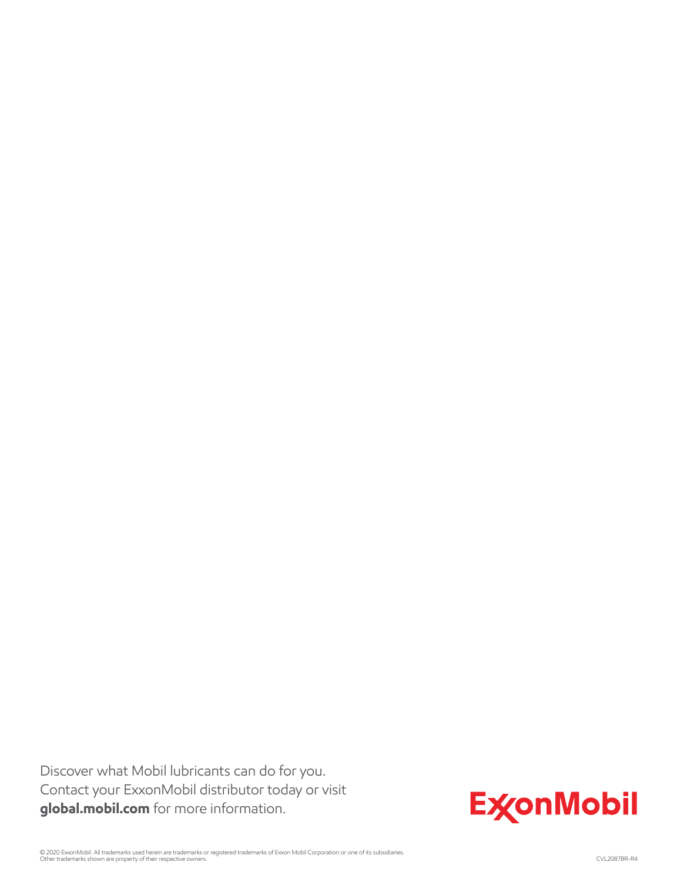Discover what Mobil lubricants can do for you.
Contact your ExxonMobil distributor today or visit
**global.mobil.com** for more information.

ExxonMobil

© 2020 ExxonMobil. All trademarks used herein are trademarks or registered trademarks of Exxon Mobil Corporation or one of its subsidiaries.
Other trademarks shown are property of their respective owners.

CVL2087BR-R4